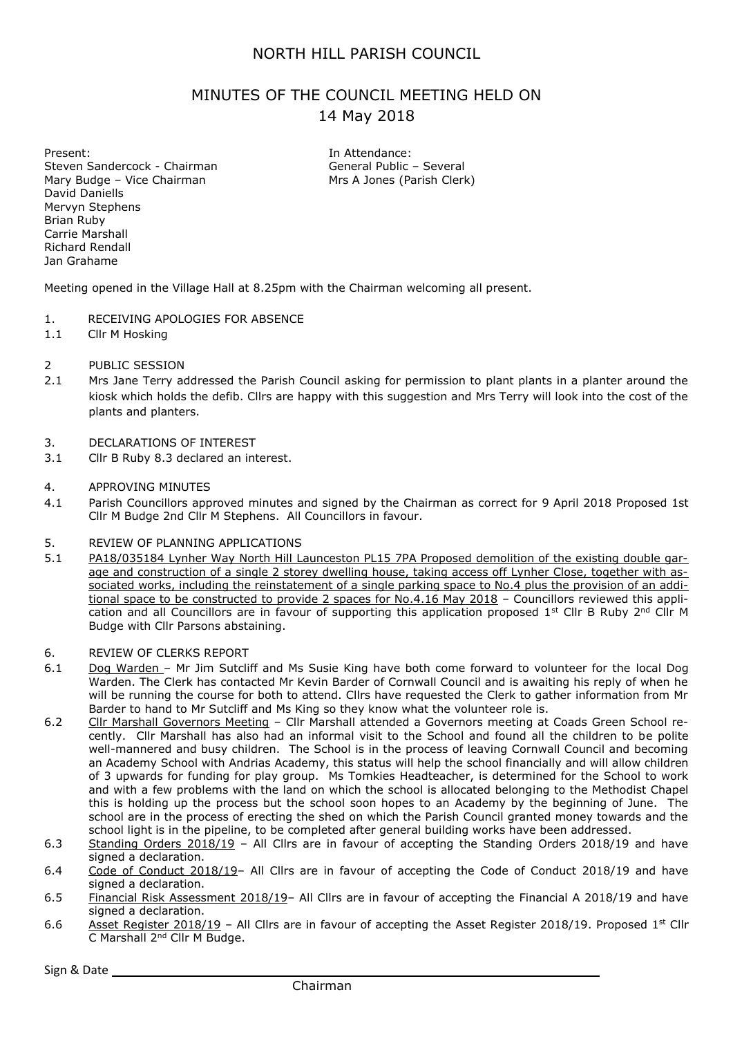# NORTH HILL PARISH COUNCIL

## MINUTES OF THE COUNCIL MEETING HELD ON 14 May 2018

Present:
Steven Sandercock - Chairman
Mary Budge – Vice Chairman
David Daniells
Mervyn Stephens
Brian Ruby
Carrie Marshall
Richard Rendall
Jan Grahame

In Attendance:
General Public – Several
Mrs A Jones (Parish Clerk)

Meeting opened in the Village Hall at 8.25pm with the Chairman welcoming all present.

1. RECEIVING APOLOGIES FOR ABSENCE
1.1 Cllr M Hosking

2 PUBLIC SESSION
2.1 Mrs Jane Terry addressed the Parish Council asking for permission to plant plants in a planter around the kiosk which holds the defib. Cllrs are happy with this suggestion and Mrs Terry will look into the cost of the plants and planters.

3. DECLARATIONS OF INTEREST
3.1 Cllr B Ruby 8.3 declared an interest.

4. APPROVING MINUTES
4.1 Parish Councillors approved minutes and signed by the Chairman as correct for 9 April 2018 Proposed 1st Cllr M Budge 2nd Cllr M Stephens. All Councillors in favour.

5. REVIEW OF PLANNING APPLICATIONS
5.1 PA18/035184 Lynher Way North Hill Launceston PL15 7PA Proposed demolition of the existing double garage and construction of a single 2 storey dwelling house, taking access off Lynher Close, together with associated works, including the reinstatement of a single parking space to No.4 plus the provision of an additional space to be constructed to provide 2 spaces for No.4.16 May 2018 – Councillors reviewed this application and all Councillors are in favour of supporting this application proposed 1st Cllr B Ruby 2nd Cllr M Budge with Cllr Parsons abstaining.

6. REVIEW OF CLERKS REPORT
6.1 Dog Warden – Mr Jim Sutcliff and Ms Susie King have both come forward to volunteer for the local Dog Warden. The Clerk has contacted Mr Kevin Barder of Cornwall Council and is awaiting his reply of when he will be running the course for both to attend. Cllrs have requested the Clerk to gather information from Mr Barder to hand to Mr Sutcliff and Ms King so they know what the volunteer role is.
6.2 Cllr Marshall Governors Meeting – Cllr Marshall attended a Governors meeting at Coads Green School recently. Cllr Marshall has also had an informal visit to the School and found all the children to be polite well-mannered and busy children. The School is in the process of leaving Cornwall Council and becoming an Academy School with Andrias Academy, this status will help the school financially and will allow children of 3 upwards for funding for play group. Ms Tomkies Headteacher, is determined for the School to work and with a few problems with the land on which the school is allocated belonging to the Methodist Chapel this is holding up the process but the school soon hopes to an Academy by the beginning of June. The school are in the process of erecting the shed on which the Parish Council granted money towards and the school light is in the pipeline, to be completed after general building works have been addressed.
6.3 Standing Orders 2018/19 – All Cllrs are in favour of accepting the Standing Orders 2018/19 and have signed a declaration.
6.4 Code of Conduct 2018/19– All Cllrs are in favour of accepting the Code of Conduct 2018/19 and have signed a declaration.
6.5 Financial Risk Assessment 2018/19– All Cllrs are in favour of accepting the Financial A 2018/19 and have signed a declaration.
6.6 Asset Register 2018/19 – All Cllrs are in favour of accepting the Asset Register 2018/19. Proposed 1st Cllr C Marshall 2nd Cllr M Budge.

Sign & Date ______________________________

Chairman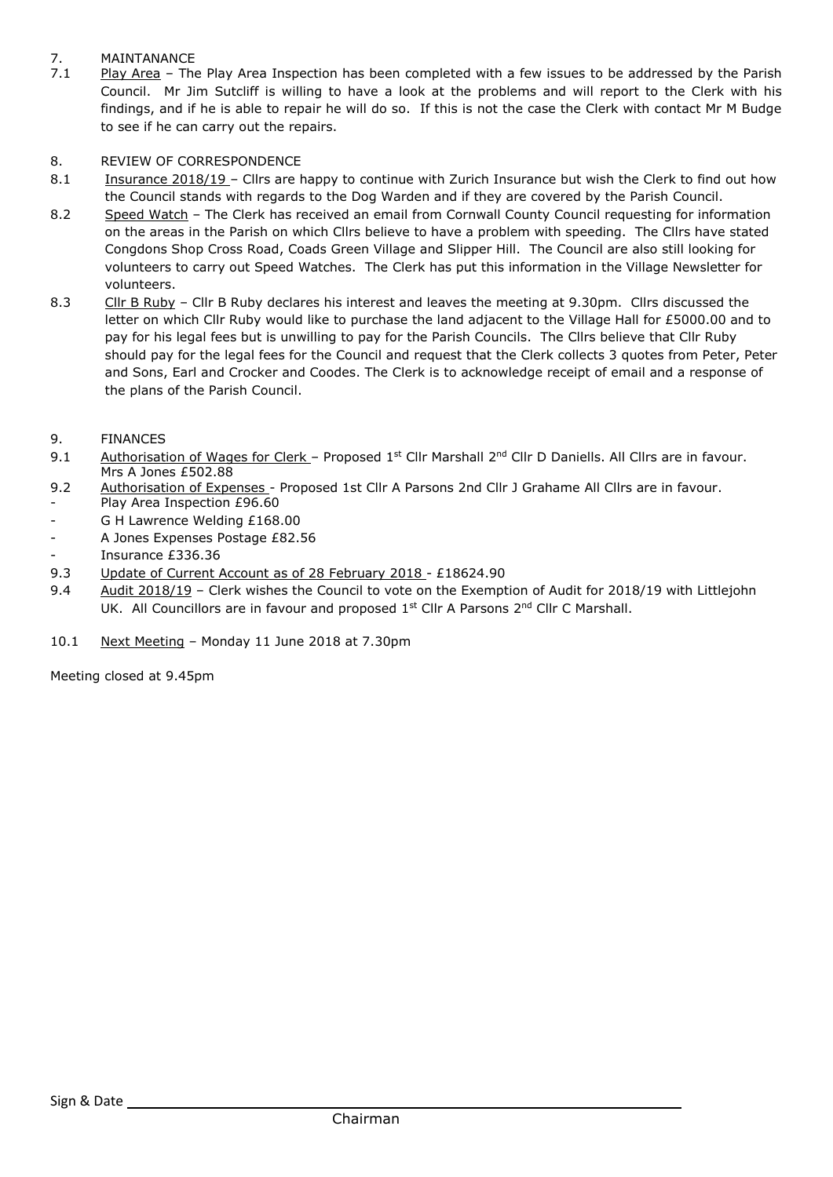7. MAINTANANCE

7.1 Play Area – The Play Area Inspection has been completed with a few issues to be addressed by the Parish Council. Mr Jim Sutcliff is willing to have a look at the problems and will report to the Clerk with his findings, and if he is able to repair he will do so. If this is not the case the Clerk with contact Mr M Budge to see if he can carry out the repairs.

8. REVIEW OF CORRESPONDENCE

8.1 Insurance 2018/19 – Cllrs are happy to continue with Zurich Insurance but wish the Clerk to find out how the Council stands with regards to the Dog Warden and if they are covered by the Parish Council.

8.2 Speed Watch – The Clerk has received an email from Cornwall County Council requesting for information on the areas in the Parish on which Cllrs believe to have a problem with speeding. The Cllrs have stated Congdons Shop Cross Road, Coads Green Village and Slipper Hill. The Council are also still looking for volunteers to carry out Speed Watches. The Clerk has put this information in the Village Newsletter for volunteers.

8.3 Cllr B Ruby – Cllr B Ruby declares his interest and leaves the meeting at 9.30pm. Cllrs discussed the letter on which Cllr Ruby would like to purchase the land adjacent to the Village Hall for £5000.00 and to pay for his legal fees but is unwilling to pay for the Parish Councils. The Cllrs believe that Cllr Ruby should pay for the legal fees for the Council and request that the Clerk collects 3 quotes from Peter, Peter and Sons, Earl and Crocker and Coodes. The Clerk is to acknowledge receipt of email and a response of the plans of the Parish Council.

9. FINANCES

9.1 Authorisation of Wages for Clerk – Proposed 1st Cllr Marshall 2nd Cllr D Daniells. All Cllrs are in favour. Mrs A Jones £502.88

9.2 Authorisation of Expenses - Proposed 1st Cllr A Parsons 2nd Cllr J Grahame All Cllrs are in favour.

- Play Area Inspection £96.60
- G H Lawrence Welding £168.00
- A Jones Expenses Postage £82.56
- Insurance £336.36

9.3 Update of Current Account as of 28 February 2018 - £18624.90

9.4 Audit 2018/19 – Clerk wishes the Council to vote on the Exemption of Audit for 2018/19 with Littlejohn UK. All Councillors are in favour and proposed 1st Cllr A Parsons 2nd Cllr C Marshall.

10.1 Next Meeting – Monday 11 June 2018 at 7.30pm

Meeting closed at 9.45pm

Sign & Date ________________________________________

Chairman